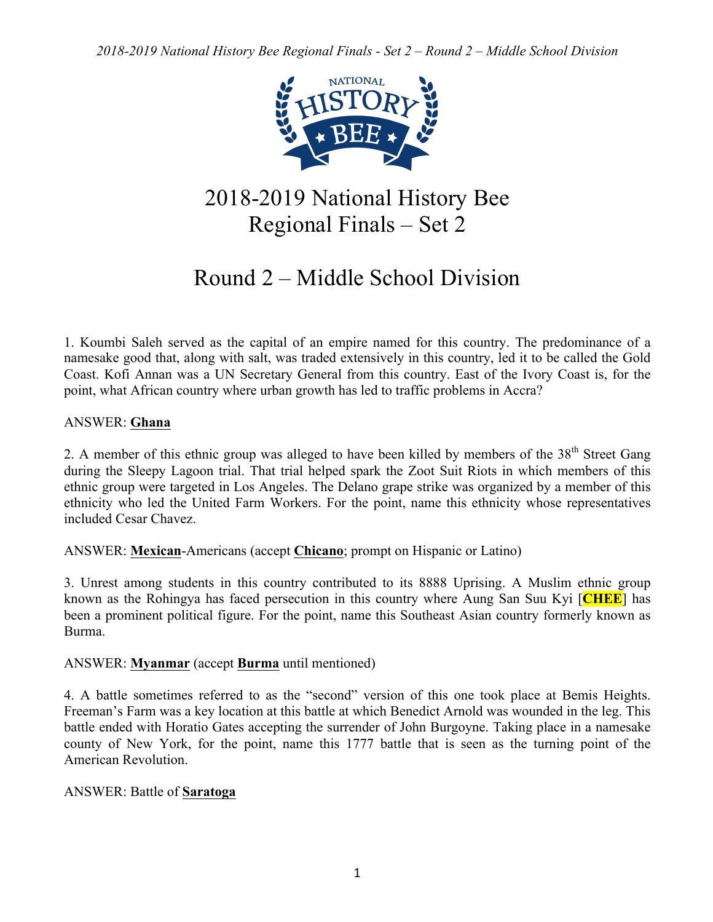# 2018-2019 National History Bee Regional Finals – Set 2

## Round 2 – Middle School Division

1. Koumbi Saleh served as the capital of an empire named for this country. The predominance of a namesake good that, along with salt, was traded extensively in this country, led it to be called the Gold Coast. Kofi Annan was a UN Secretary General from this country. East of the Ivory Coast is, for the point, what African country where urban growth has led to traffic problems in Accra?

ANSWER: **Ghana**

2. A member of this ethnic group was alleged to have been killed by members of the 38th Street Gang during the Sleepy Lagoon trial. That trial helped spark the Zoot Suit Riots in which members of this ethnic group were targeted in Los Angeles. The Delano grape strike was organized by a member of this ethnicity who led the United Farm Workers. For the point, name this ethnicity whose representatives included Cesar Chavez.

ANSWER: **Mexican**-Americans (accept **Chicano**; prompt on Hispanic or Latino)

3. Unrest among students in this country contributed to its 8888 Uprising. A Muslim ethnic group known as the Rohingya has faced persecution in this country where Aung San Suu Kyi [**CHEE**] has been a prominent political figure. For the point, name this Southeast Asian country formerly known as Burma.

ANSWER: **Myanmar** (accept **Burma** until mentioned)

4. A battle sometimes referred to as the "second" version of this one took place at Bemis Heights. Freeman's Farm was a key location at this battle at which Benedict Arnold was wounded in the leg. This battle ended with Horatio Gates accepting the surrender of John Burgoyne. Taking place in a namesake county of New York, for the point, name this 1777 battle that is seen as the turning point of the American Revolution.

ANSWER: Battle of **Saratoga**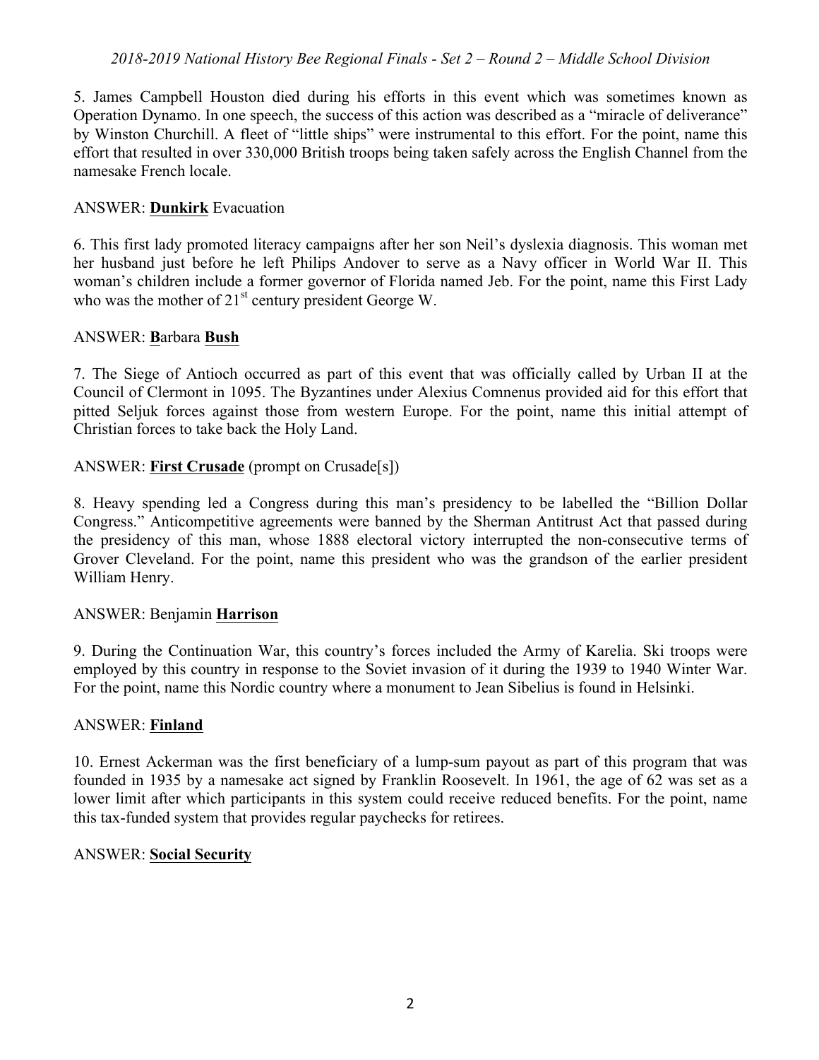5. James Campbell Houston died during his efforts in this event which was sometimes known as Operation Dynamo. In one speech, the success of this action was described as a "miracle of deliverance" by Winston Churchill. A fleet of "little ships" were instrumental to this effort. For the point, name this effort that resulted in over 330,000 British troops being taken safely across the English Channel from the namesake French locale.

ANSWER: **Dunkirk** Evacuation

6. This first lady promoted literacy campaigns after her son Neil's dyslexia diagnosis. This woman met her husband just before he left Philips Andover to serve as a Navy officer in World War II. This woman's children include a former governor of Florida named Jeb. For the point, name this First Lady who was the mother of 21st century president George W.

ANSWER: **B**arbara **Bush**

7. The Siege of Antioch occurred as part of this event that was officially called by Urban II at the Council of Clermont in 1095. The Byzantines under Alexius Comnenus provided aid for this effort that pitted Seljuk forces against those from western Europe. For the point, name this initial attempt of Christian forces to take back the Holy Land.

ANSWER: **First Crusade** (prompt on Crusade[s])

8. Heavy spending led a Congress during this man's presidency to be labelled the "Billion Dollar Congress." Anticompetitive agreements were banned by the Sherman Antitrust Act that passed during the presidency of this man, whose 1888 electoral victory interrupted the non-consecutive terms of Grover Cleveland. For the point, name this president who was the grandson of the earlier president William Henry.

ANSWER: Benjamin **Harrison**

9. During the Continuation War, this country's forces included the Army of Karelia. Ski troops were employed by this country in response to the Soviet invasion of it during the 1939 to 1940 Winter War. For the point, name this Nordic country where a monument to Jean Sibelius is found in Helsinki.

ANSWER: **Finland**

10. Ernest Ackerman was the first beneficiary of a lump-sum payout as part of this program that was founded in 1935 by a namesake act signed by Franklin Roosevelt. In 1961, the age of 62 was set as a lower limit after which participants in this system could receive reduced benefits. For the point, name this tax-funded system that provides regular paychecks for retirees.

ANSWER: **Social Security**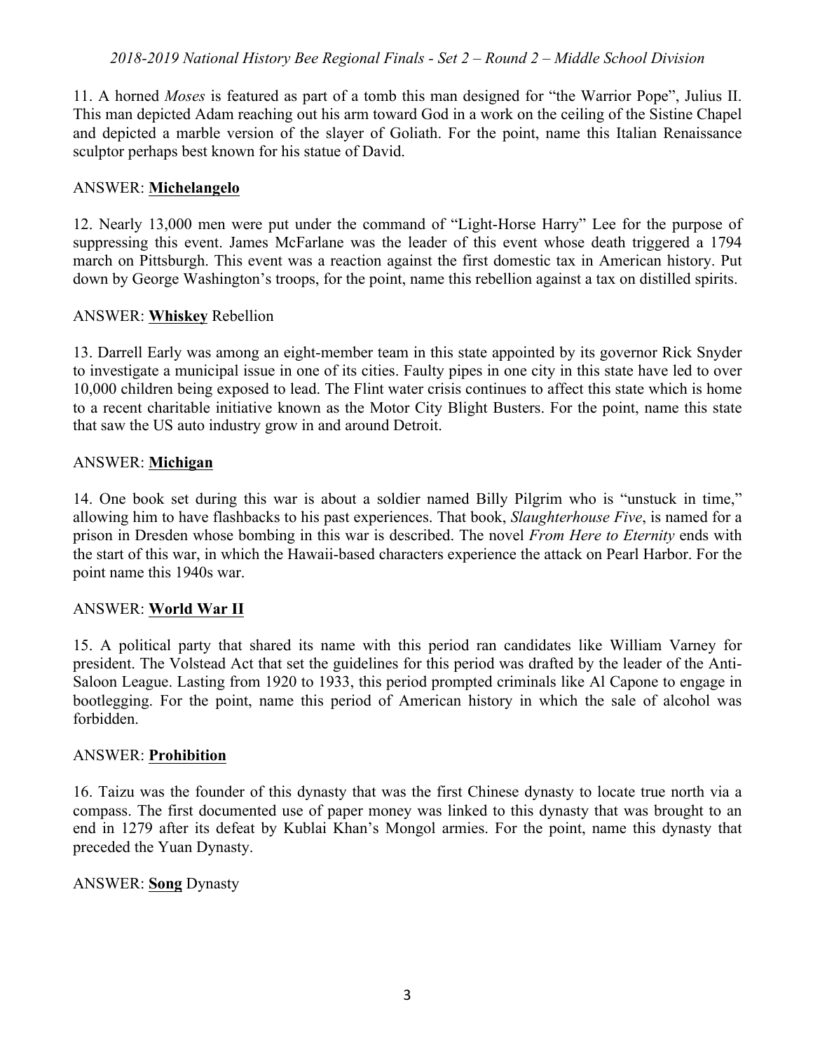11. A horned *Moses* is featured as part of a tomb this man designed for "the Warrior Pope", Julius II. This man depicted Adam reaching out his arm toward God in a work on the ceiling of the Sistine Chapel and depicted a marble version of the slayer of Goliath. For the point, name this Italian Renaissance sculptor perhaps best known for his statue of David.

ANSWER: **Michelangelo**

12. Nearly 13,000 men were put under the command of "Light-Horse Harry" Lee for the purpose of suppressing this event. James McFarlane was the leader of this event whose death triggered a 1794 march on Pittsburgh. This event was a reaction against the first domestic tax in American history. Put down by George Washington's troops, for the point, name this rebellion against a tax on distilled spirits.

ANSWER: **Whiskey** Rebellion

13. Darrell Early was among an eight-member team in this state appointed by its governor Rick Snyder to investigate a municipal issue in one of its cities. Faulty pipes in one city in this state have led to over 10,000 children being exposed to lead. The Flint water crisis continues to affect this state which is home to a recent charitable initiative known as the Motor City Blight Busters. For the point, name this state that saw the US auto industry grow in and around Detroit.

ANSWER: **Michigan**

14. One book set during this war is about a soldier named Billy Pilgrim who is "unstuck in time," allowing him to have flashbacks to his past experiences. That book, *Slaughterhouse Five*, is named for a prison in Dresden whose bombing in this war is described. The novel *From Here to Eternity* ends with the start of this war, in which the Hawaii-based characters experience the attack on Pearl Harbor. For the point name this 1940s war.

ANSWER: **World War II**

15. A political party that shared its name with this period ran candidates like William Varney for president. The Volstead Act that set the guidelines for this period was drafted by the leader of the Anti-Saloon League. Lasting from 1920 to 1933, this period prompted criminals like Al Capone to engage in bootlegging. For the point, name this period of American history in which the sale of alcohol was forbidden.

ANSWER: **Prohibition**

16. Taizu was the founder of this dynasty that was the first Chinese dynasty to locate true north via a compass. The first documented use of paper money was linked to this dynasty that was brought to an end in 1279 after its defeat by Kublai Khan's Mongol armies. For the point, name this dynasty that preceded the Yuan Dynasty.

ANSWER: **Song** Dynasty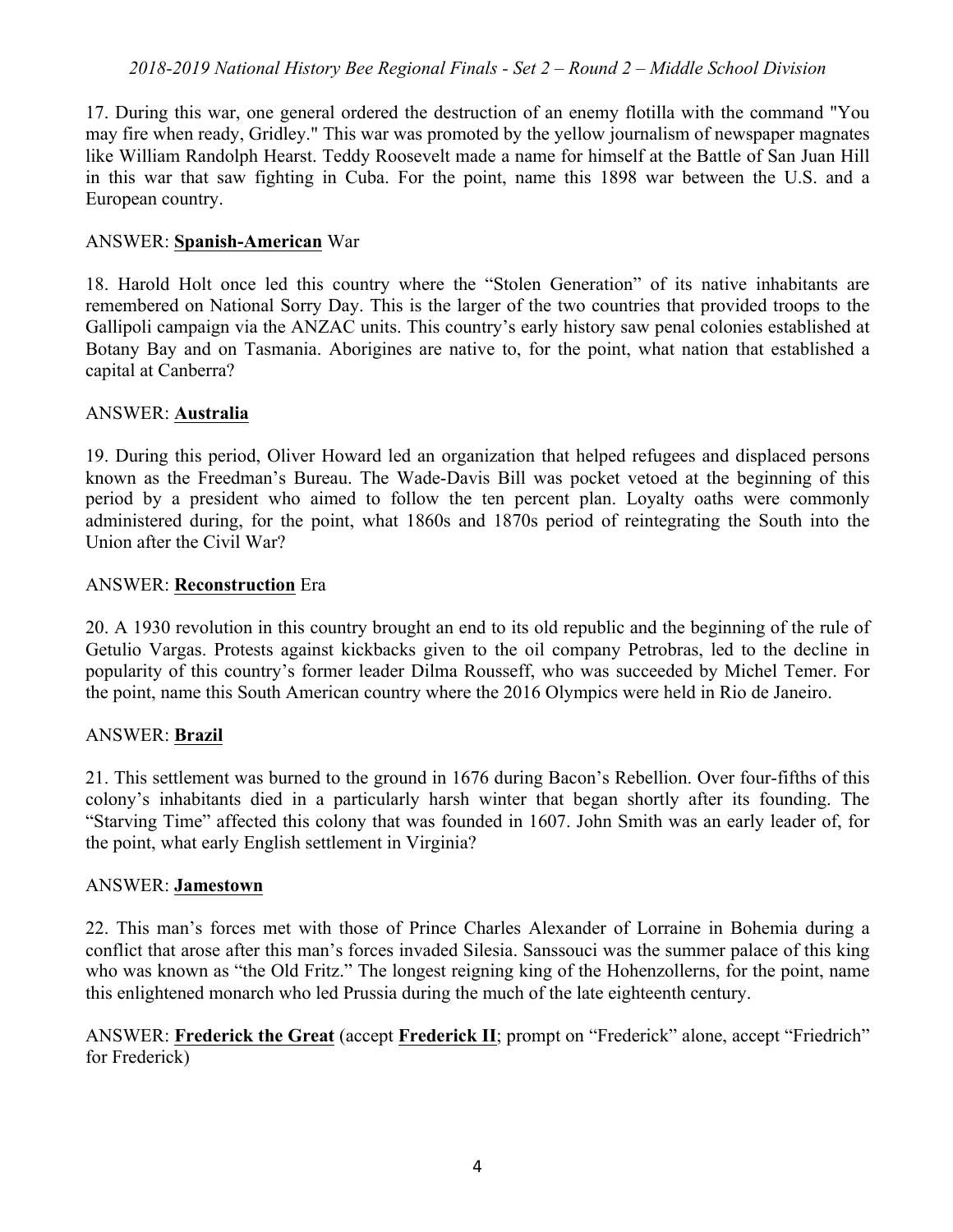17. During this war, one general ordered the destruction of an enemy flotilla with the command "You may fire when ready, Gridley." This war was promoted by the yellow journalism of newspaper magnates like William Randolph Hearst. Teddy Roosevelt made a name for himself at the Battle of San Juan Hill in this war that saw fighting in Cuba. For the point, name this 1898 war between the U.S. and a European country.

ANSWER: **Spanish-American** War

18. Harold Holt once led this country where the "Stolen Generation" of its native inhabitants are remembered on National Sorry Day. This is the larger of the two countries that provided troops to the Gallipoli campaign via the ANZAC units. This country's early history saw penal colonies established at Botany Bay and on Tasmania. Aborigines are native to, for the point, what nation that established a capital at Canberra?

ANSWER: **Australia**

19. During this period, Oliver Howard led an organization that helped refugees and displaced persons known as the Freedman's Bureau. The Wade-Davis Bill was pocket vetoed at the beginning of this period by a president who aimed to follow the ten percent plan. Loyalty oaths were commonly administered during, for the point, what 1860s and 1870s period of reintegrating the South into the Union after the Civil War?

ANSWER: **Reconstruction** Era

20. A 1930 revolution in this country brought an end to its old republic and the beginning of the rule of Getulio Vargas. Protests against kickbacks given to the oil company Petrobras, led to the decline in popularity of this country's former leader Dilma Rousseff, who was succeeded by Michel Temer. For the point, name this South American country where the 2016 Olympics were held in Rio de Janeiro.

ANSWER: **Brazil**

21. This settlement was burned to the ground in 1676 during Bacon's Rebellion. Over four-fifths of this colony's inhabitants died in a particularly harsh winter that began shortly after its founding. The "Starving Time" affected this colony that was founded in 1607. John Smith was an early leader of, for the point, what early English settlement in Virginia?

ANSWER: **Jamestown**

22. This man's forces met with those of Prince Charles Alexander of Lorraine in Bohemia during a conflict that arose after this man's forces invaded Silesia. Sanssouci was the summer palace of this king who was known as "the Old Fritz." The longest reigning king of the Hohenzollerns, for the point, name this enlightened monarch who led Prussia during the much of the late eighteenth century.

ANSWER: **Frederick the Great** (accept **Frederick II**; prompt on "Frederick" alone, accept "Friedrich" for Frederick)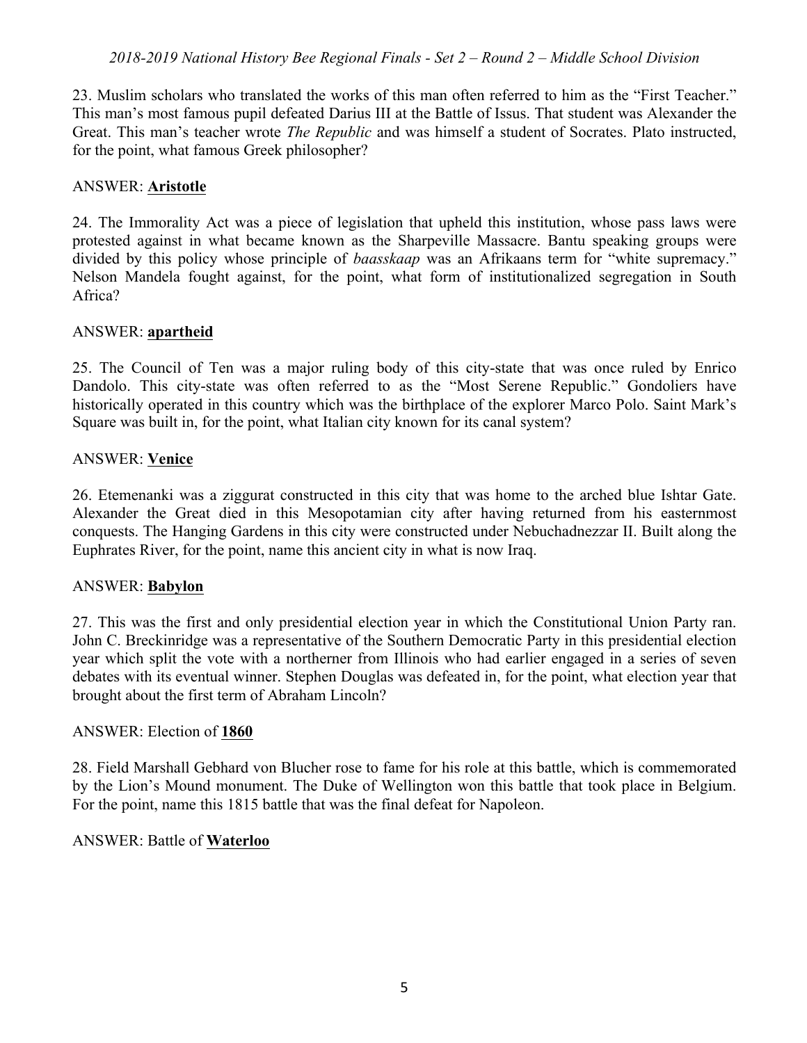23. Muslim scholars who translated the works of this man often referred to him as the "First Teacher." This man's most famous pupil defeated Darius III at the Battle of Issus. That student was Alexander the Great. This man's teacher wrote *The Republic* and was himself a student of Socrates. Plato instructed, for the point, what famous Greek philosopher?

ANSWER: **Aristotle**

24. The Immorality Act was a piece of legislation that upheld this institution, whose pass laws were protested against in what became known as the Sharpeville Massacre. Bantu speaking groups were divided by this policy whose principle of *baasskaap* was an Afrikaans term for "white supremacy." Nelson Mandela fought against, for the point, what form of institutionalized segregation in South Africa?

ANSWER: **apartheid**

25. The Council of Ten was a major ruling body of this city-state that was once ruled by Enrico Dandolo. This city-state was often referred to as the "Most Serene Republic." Gondoliers have historically operated in this country which was the birthplace of the explorer Marco Polo. Saint Mark's Square was built in, for the point, what Italian city known for its canal system?

ANSWER: **Venice**

26. Etemenanki was a ziggurat constructed in this city that was home to the arched blue Ishtar Gate. Alexander the Great died in this Mesopotamian city after having returned from his easternmost conquests. The Hanging Gardens in this city were constructed under Nebuchadnezzar II. Built along the Euphrates River, for the point, name this ancient city in what is now Iraq.

ANSWER: **Babylon**

27. This was the first and only presidential election year in which the Constitutional Union Party ran. John C. Breckinridge was a representative of the Southern Democratic Party in this presidential election year which split the vote with a northerner from Illinois who had earlier engaged in a series of seven debates with its eventual winner. Stephen Douglas was defeated in, for the point, what election year that brought about the first term of Abraham Lincoln?

ANSWER: Election of **1860**

28. Field Marshall Gebhard von Blucher rose to fame for his role at this battle, which is commemorated by the Lion's Mound monument. The Duke of Wellington won this battle that took place in Belgium. For the point, name this 1815 battle that was the final defeat for Napoleon.

ANSWER: Battle of **Waterloo**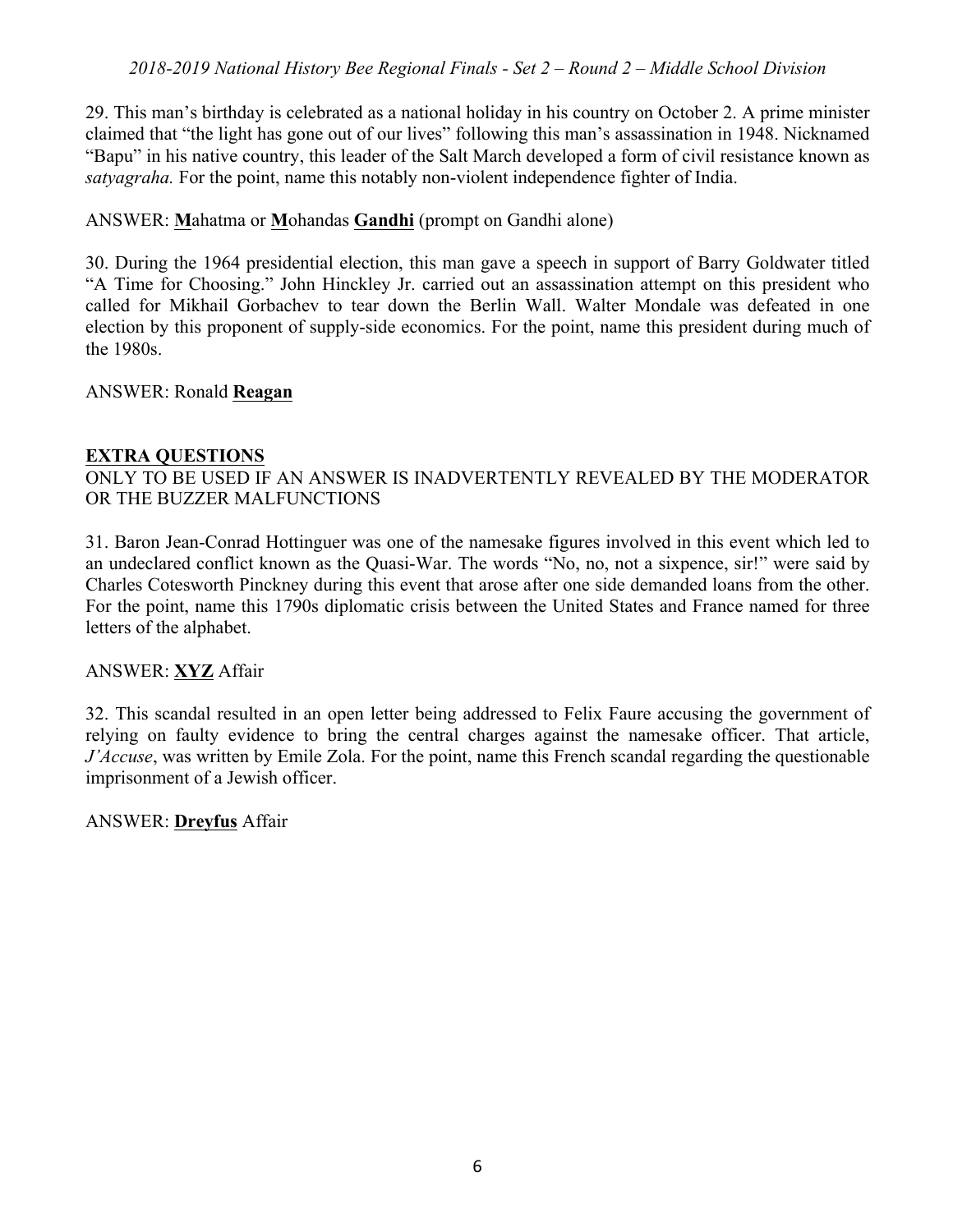29. This man's birthday is celebrated as a national holiday in his country on October 2. A prime minister claimed that "the light has gone out of our lives" following this man's assassination in 1948. Nicknamed "Bapu" in his native country, this leader of the Salt March developed a form of civil resistance known as *satyagraha.* For the point, name this notably non-violent independence fighter of India.

ANSWER: **M**ahatma or **M**ohandas **Gandhi** (prompt on Gandhi alone)

30. During the 1964 presidential election, this man gave a speech in support of Barry Goldwater titled "A Time for Choosing." John Hinckley Jr. carried out an assassination attempt on this president who called for Mikhail Gorbachev to tear down the Berlin Wall. Walter Mondale was defeated in one election by this proponent of supply-side economics. For the point, name this president during much of the 1980s.

ANSWER: Ronald **Reagan**

**EXTRA QUESTIONS**

ONLY TO BE USED IF AN ANSWER IS INADVERTENTLY REVEALED BY THE MODERATOR OR THE BUZZER MALFUNCTIONS

31. Baron Jean-Conrad Hottinguer was one of the namesake figures involved in this event which led to an undeclared conflict known as the Quasi-War. The words "No, no, not a sixpence, sir!" were said by Charles Cotesworth Pinckney during this event that arose after one side demanded loans from the other. For the point, name this 1790s diplomatic crisis between the United States and France named for three letters of the alphabet.

ANSWER: **XYZ** Affair

32. This scandal resulted in an open letter being addressed to Felix Faure accusing the government of relying on faulty evidence to bring the central charges against the namesake officer. That article, *J'Accuse*, was written by Emile Zola. For the point, name this French scandal regarding the questionable imprisonment of a Jewish officer.

ANSWER: **Dreyfus** Affair